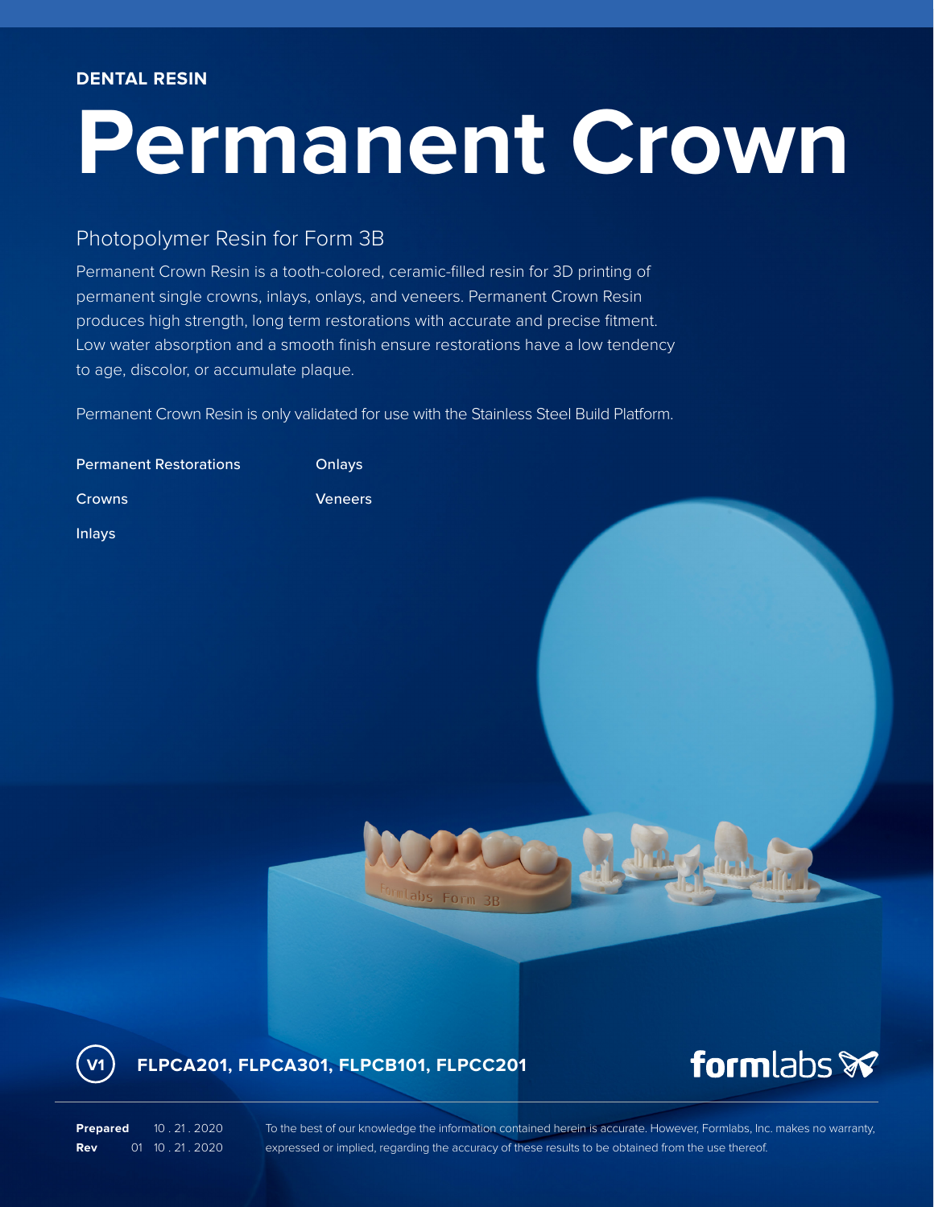**DENTAL RESIN**

# Permanent Crown

## Photopolymer Resin for Form 3B

Permanent Crown Resin is a tooth-colored, ceramic-filled resin for 3D printing of permanent single crowns, inlays, onlays, and veneers. Permanent Crown Resin produces high strength, long term restorations with accurate and precise fitment. Low water absorption and a smooth finish ensure restorations have a low tendency to age, discolor, or accumulate plaque.

Permanent Crown Resin is only validated for use with the Stainless Steel Build Platform.

- Permanent Restorations
- Crowns
- Inlays
- Onlays
- Veneers

V1 **FLPCA201, FLPCA301, FLPCB101, FLPCC201**

formlabs

**Prepared** 10 . 21 . 2020
**Rev** 01 10 . 21 . 2020

To the best of our knowledge the information contained herein is accurate. However, Formlabs, Inc. makes no warranty, expressed or implied, regarding the accuracy of these results to be obtained from the use thereof.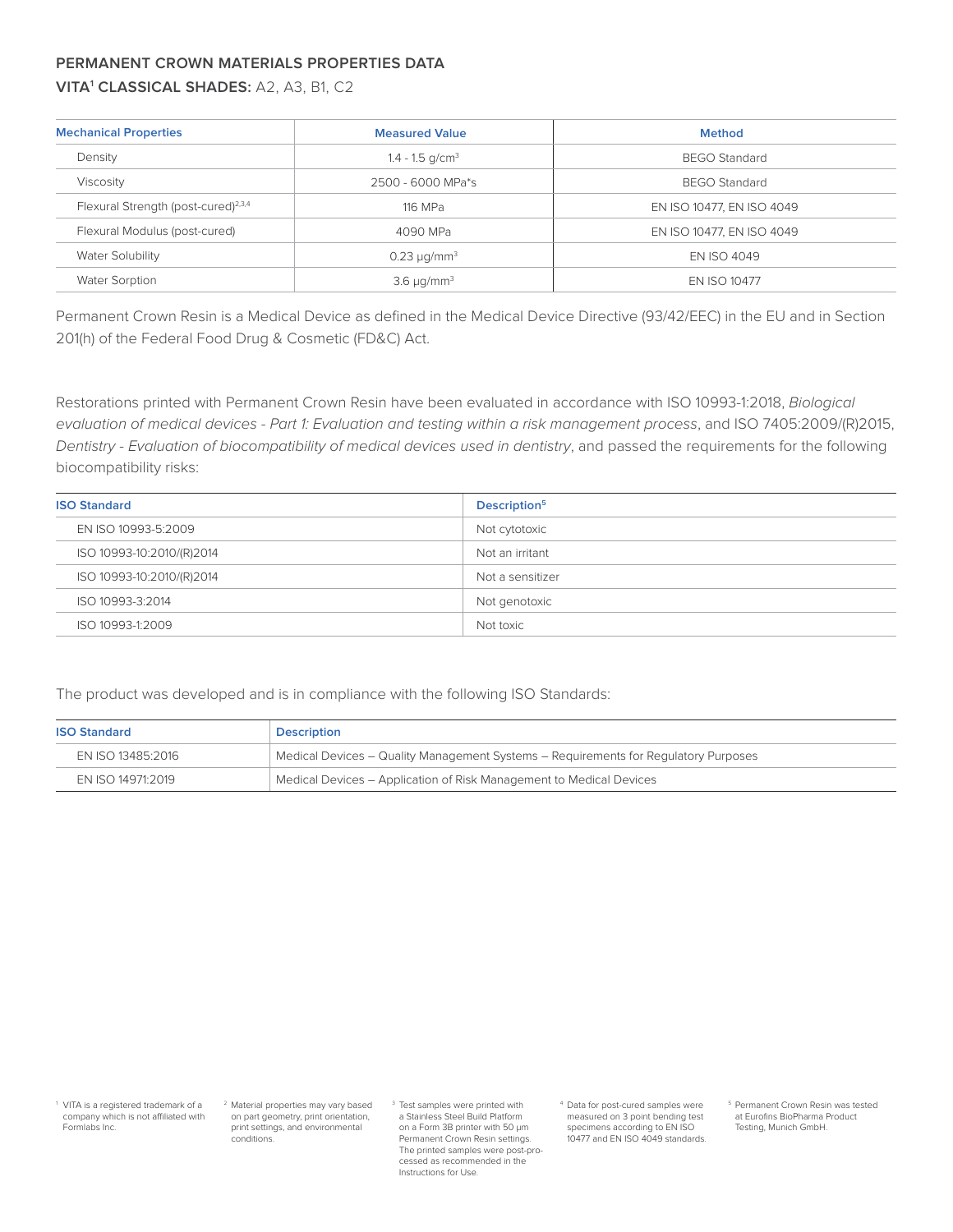## PERMANENT CROWN MATERIALS PROPERTIES DATA

**VITA[1] CLASSICAL SHADES:** A2, A3, B1, C2

| Mechanical Properties | Measured Value | Method |
|---|---|---|
| Density | 1.4 - 1.5 g/cm³ | BEGO Standard |
| Viscosity | 2500 - 6000 MPa*s | BEGO Standard |
| Flexural Strength (post-cured)[2,3,4] | 116 MPa | EN ISO 10477, EN ISO 4049 |
| Flexural Modulus (post-cured) | 4090 MPa | EN ISO 10477, EN ISO 4049 |
| Water Solubility | 0.23 μg/mm³ | EN ISO 4049 |
| Water Sorption | 3.6 μg/mm³ | EN ISO 10477 |

Permanent Crown Resin is a Medical Device as defined in the Medical Device Directive (93/42/EEC) in the EU and in Section 201(h) of the Federal Food Drug & Cosmetic (FD&C) Act.

Restorations printed with Permanent Crown Resin have been evaluated in accordance with ISO 10993-1:2018, *Biological evaluation of medical devices - Part 1: Evaluation and testing within a risk management process*, and ISO 7405:2009/(R)2015, *Dentistry - Evaluation of biocompatibility of medical devices used in dentistry*, and passed the requirements for the following biocompatibility risks:

| ISO Standard | Description[5] |
|---|---|
| EN ISO 10993-5:2009 | Not cytotoxic |
| ISO 10993-10:2010/(R)2014 | Not an irritant |
| ISO 10993-10:2010/(R)2014 | Not a sensitizer |
| ISO 10993-3:2014 | Not genotoxic |
| ISO 10993-1:2009 | Not toxic |

The product was developed and is in compliance with the following ISO Standards:

| ISO Standard | Description |
|---|---|
| EN ISO 13485:2016 | Medical Devices – Quality Management Systems – Requirements for Regulatory Purposes |
| EN ISO 14971:2019 | Medical Devices – Application of Risk Management to Medical Devices |

[1] VITA is a registered trademark of a company which is not affiliated with Formlabs Inc.

[2] Material properties may vary based on part geometry, print orientation, print settings, and environmental conditions.

[3] Test samples were printed with a Stainless Steel Build Platform on a Form 3B printer with 50 μm Permanent Crown Resin settings. The printed samples were post-processed as recommended in the Instructions for Use.

[4] Data for post-cured samples were measured on 3 point bending test specimens according to EN ISO 10477 and EN ISO 4049 standards.

[5] Permanent Crown Resin was tested at Eurofins BioPharma Product Testing, Munich GmbH.